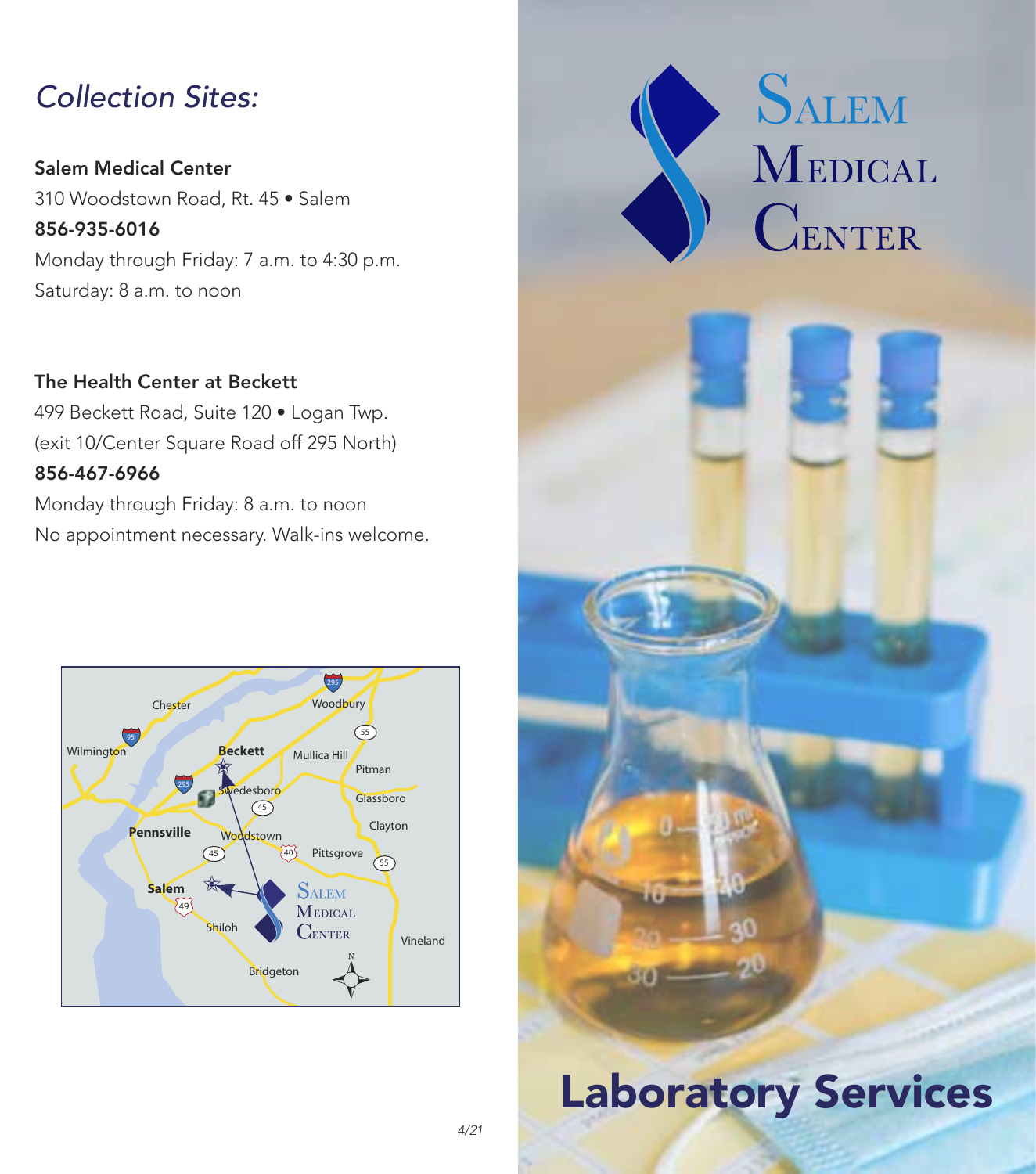## *Collection Sites:*

**Salem Medical Center**
310 Woodstown Road, Rt. 45 • Salem
**856-935-6016**
Monday through Friday: 7 a.m. to 4:30 p.m.
Saturday: 8 a.m. to noon

**The Health Center at Beckett**
499 Beckett Road, Suite 120 • Logan Twp.
(exit 10/Center Square Road off 295 North)
**856-467-6966**
Monday through Friday: 8 a.m. to noon
No appointment necessary. Walk-ins welcome.

*4/21*

# Salem Medical Center

# Laboratory Services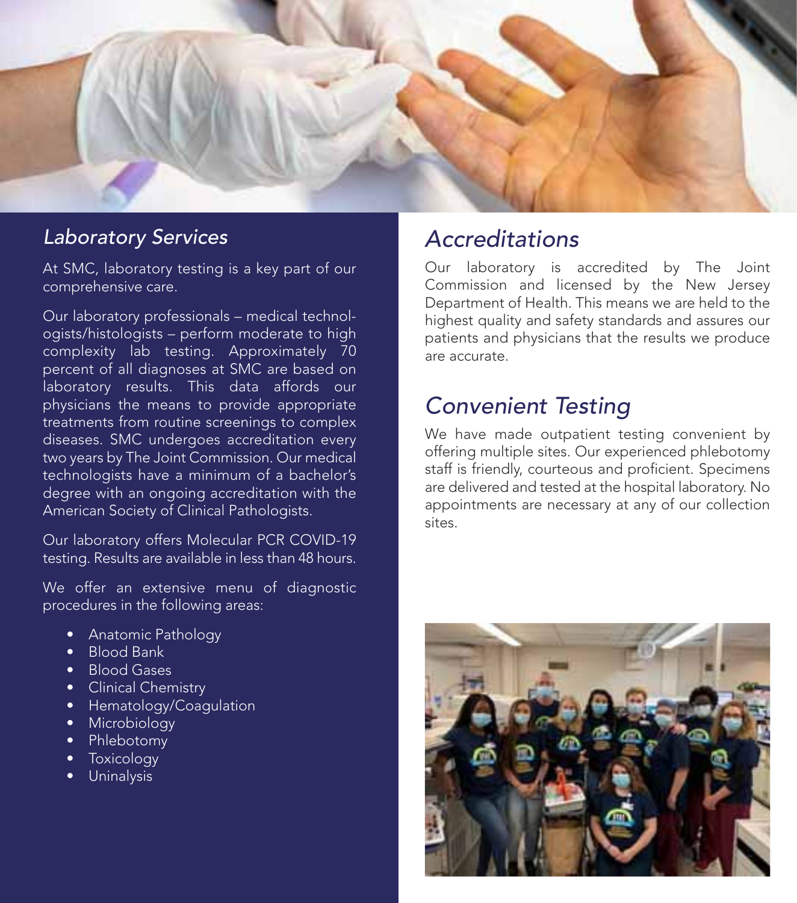## *Laboratory Services*

At SMC, laboratory testing is a key part of our comprehensive care.

Our laboratory professionals – medical technologists/histologists – perform moderate to high complexity lab testing. Approximately 70 percent of all diagnoses at SMC are based on laboratory results. This data affords our physicians the means to provide appropriate treatments from routine screenings to complex diseases. SMC undergoes accreditation every two years by The Joint Commission. Our medical technologists have a minimum of a bachelor's degree with an ongoing accreditation with the American Society of Clinical Pathologists.

Our laboratory offers Molecular PCR COVID-19 testing. Results are available in less than 48 hours.

We offer an extensive menu of diagnostic procedures in the following areas:

- Anatomic Pathology
- Blood Bank
- Blood Gases
- Clinical Chemistry
- Hematology/Coagulation
- Microbiology
- Phlebotomy
- Toxicology
- Uninalysis

## *Accreditations*

Our laboratory is accredited by The Joint Commission and licensed by the New Jersey Department of Health. This means we are held to the highest quality and safety standards and assures our patients and physicians that the results we produce are accurate.

## *Convenient Testing*

We have made outpatient testing convenient by offering multiple sites. Our experienced phlebotomy staff is friendly, courteous and proficient. Specimens are delivered and tested at the hospital laboratory. No appointments are necessary at any of our collection sites.